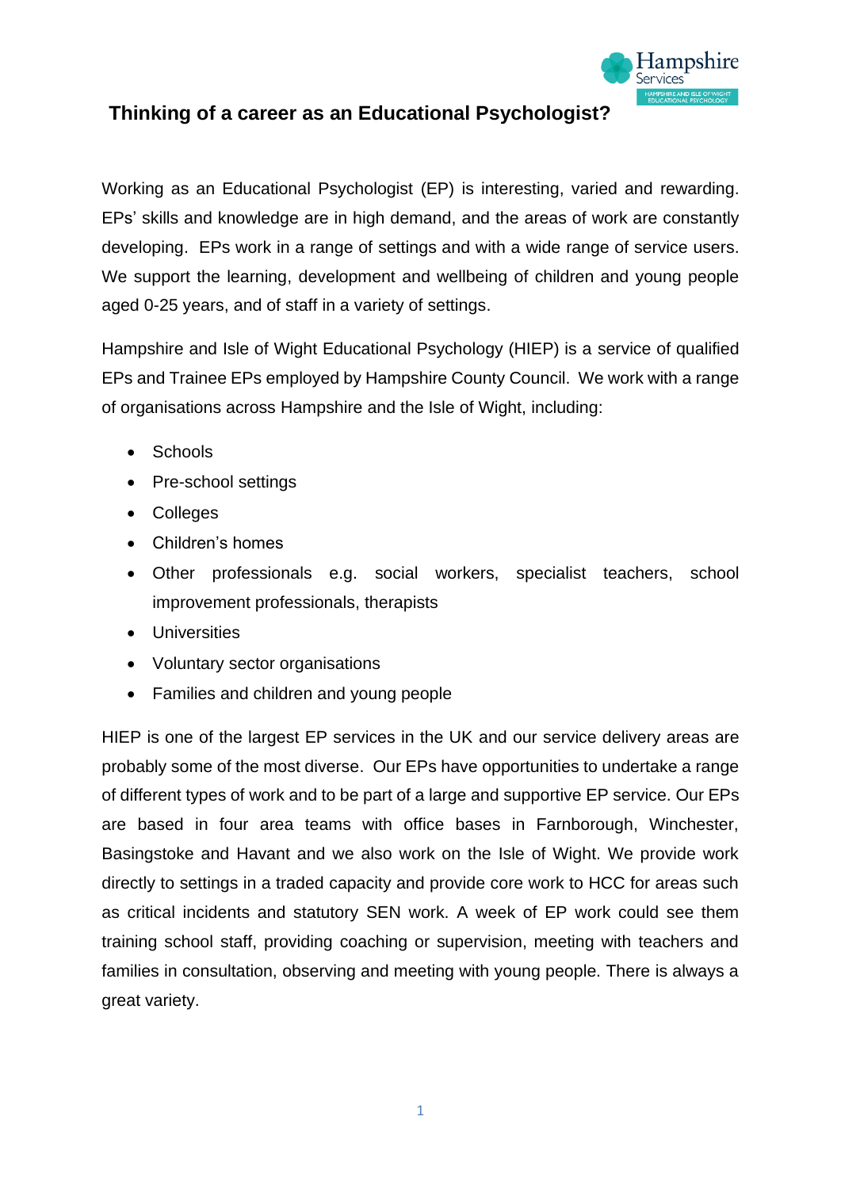# Thinking of a career as an Educational Psychologist?

Working as an Educational Psychologist (EP) is interesting, varied and rewarding. EPs' skills and knowledge are in high demand, and the areas of work are constantly developing. EPs work in a range of settings and with a wide range of service users. We support the learning, development and wellbeing of children and young people aged 0-25 years, and of staff in a variety of settings.

Hampshire and Isle of Wight Educational Psychology (HIEP) is a service of qualified EPs and Trainee EPs employed by Hampshire County Council. We work with a range of organisations across Hampshire and the Isle of Wight, including:

- Schools
- Pre-school settings
- Colleges
- Children's homes
- Other professionals e.g. social workers, specialist teachers, school improvement professionals, therapists
- Universities
- Voluntary sector organisations
- Families and children and young people

HIEP is one of the largest EP services in the UK and our service delivery areas are probably some of the most diverse. Our EPs have opportunities to undertake a range of different types of work and to be part of a large and supportive EP service. Our EPs are based in four area teams with office bases in Farnborough, Winchester, Basingstoke and Havant and we also work on the Isle of Wight. We provide work directly to settings in a traded capacity and provide core work to HCC for areas such as critical incidents and statutory SEN work. A week of EP work could see them training school staff, providing coaching or supervision, meeting with teachers and families in consultation, observing and meeting with young people. There is always a great variety.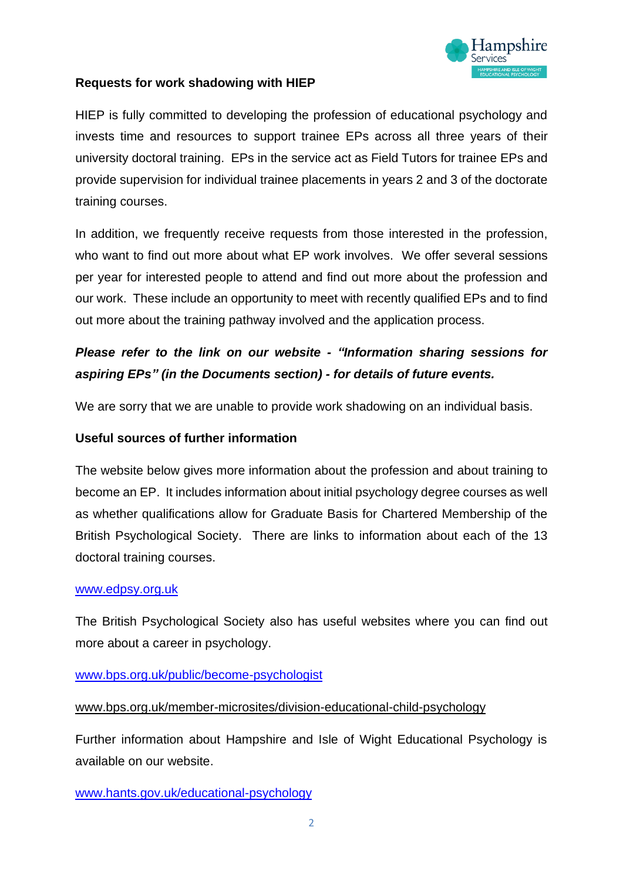## Requests for work shadowing with HIEP

HIEP is fully committed to developing the profession of educational psychology and invests time and resources to support trainee EPs across all three years of their university doctoral training. EPs in the service act as Field Tutors for trainee EPs and provide supervision for individual trainee placements in years 2 and 3 of the doctorate training courses.

In addition, we frequently receive requests from those interested in the profession, who want to find out more about what EP work involves. We offer several sessions per year for interested people to attend and find out more about the profession and our work. These include an opportunity to meet with recently qualified EPs and to find out more about the training pathway involved and the application process.

***Please refer to the link on our website - "Information sharing sessions for aspiring EPs" (in the Documents section) - for details of future events.***

We are sorry that we are unable to provide work shadowing on an individual basis.

## Useful sources of further information

The website below gives more information about the profession and about training to become an EP. It includes information about initial psychology degree courses as well as whether qualifications allow for Graduate Basis for Chartered Membership of the British Psychological Society. There are links to information about each of the 13 doctoral training courses.

[www.edpsy.org.uk](www.edpsy.org.uk)

The British Psychological Society also has useful websites where you can find out more about a career in psychology.

[www.bps.org.uk/public/become-psychologist](www.bps.org.uk/public/become-psychologist)

www.bps.org.uk/member-microsites/division-educational-child-psychology

Further information about Hampshire and Isle of Wight Educational Psychology is available on our website.

[www.hants.gov.uk/educational-psychology](www.hants.gov.uk/educational-psychology)